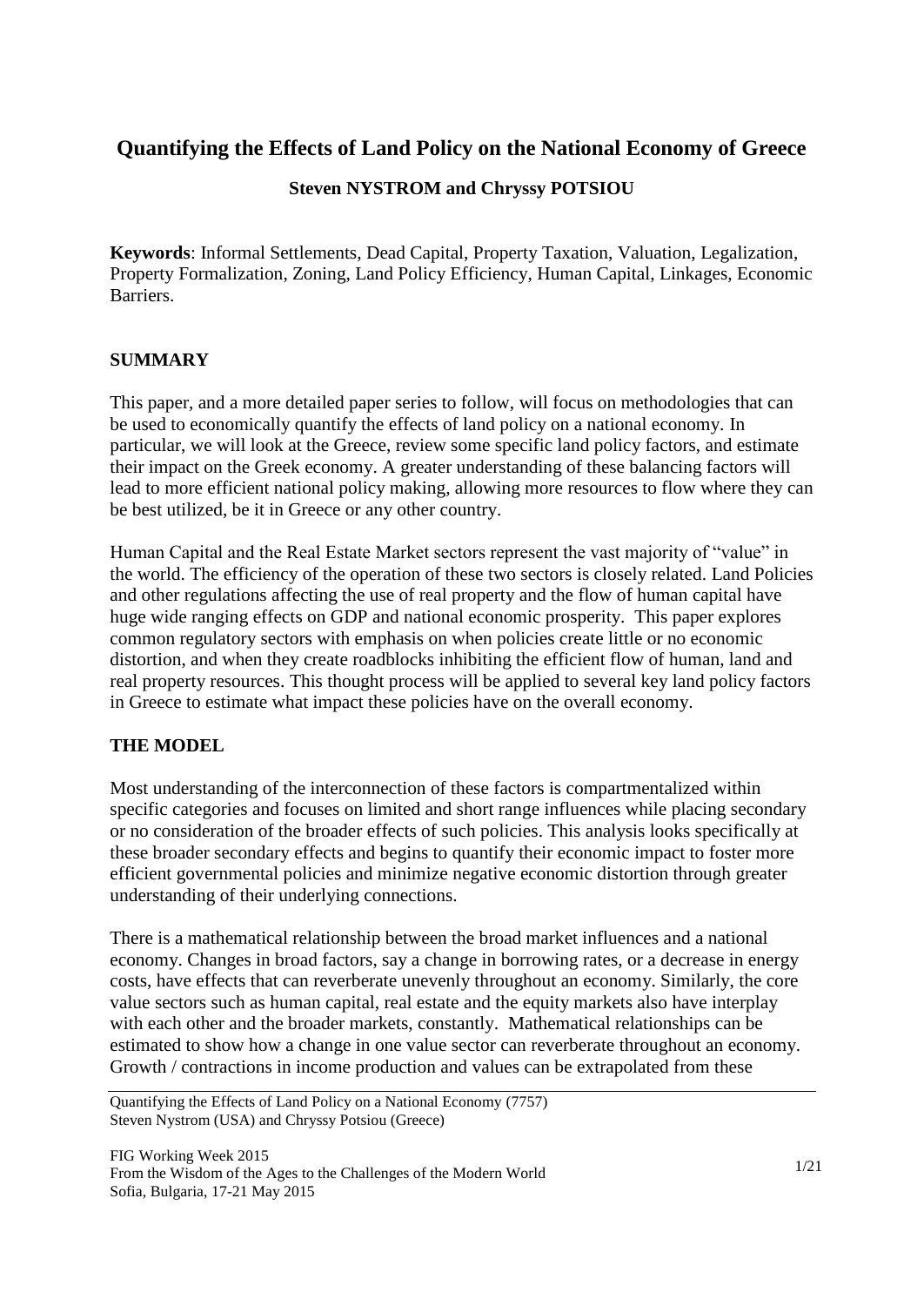# Quantifying the Effects of Land Policy on the National Economy of Greece

**Steven NYSTROM and Chryssy POTSIOU**

**Keywords**: Informal Settlements, Dead Capital, Property Taxation, Valuation, Legalization, Property Formalization, Zoning, Land Policy Efficiency, Human Capital, Linkages, Economic Barriers.

## SUMMARY

This paper, and a more detailed paper series to follow, will focus on methodologies that can be used to economically quantify the effects of land policy on a national economy. In particular, we will look at the Greece, review some specific land policy factors, and estimate their impact on the Greek economy. A greater understanding of these balancing factors will lead to more efficient national policy making, allowing more resources to flow where they can be best utilized, be it in Greece or any other country.

Human Capital and the Real Estate Market sectors represent the vast majority of "value" in the world. The efficiency of the operation of these two sectors is closely related. Land Policies and other regulations affecting the use of real property and the flow of human capital have huge wide ranging effects on GDP and national economic prosperity. This paper explores common regulatory sectors with emphasis on when policies create little or no economic distortion, and when they create roadblocks inhibiting the efficient flow of human, land and real property resources. This thought process will be applied to several key land policy factors in Greece to estimate what impact these policies have on the overall economy.

## THE MODEL

Most understanding of the interconnection of these factors is compartmentalized within specific categories and focuses on limited and short range influences while placing secondary or no consideration of the broader effects of such policies. This analysis looks specifically at these broader secondary effects and begins to quantify their economic impact to foster more efficient governmental policies and minimize negative economic distortion through greater understanding of their underlying connections.

There is a mathematical relationship between the broad market influences and a national economy. Changes in broad factors, say a change in borrowing rates, or a decrease in energy costs, have effects that can reverberate unevenly throughout an economy. Similarly, the core value sectors such as human capital, real estate and the equity markets also have interplay with each other and the broader markets, constantly. Mathematical relationships can be estimated to show how a change in one value sector can reverberate throughout an economy. Growth / contractions in income production and values can be extrapolated from these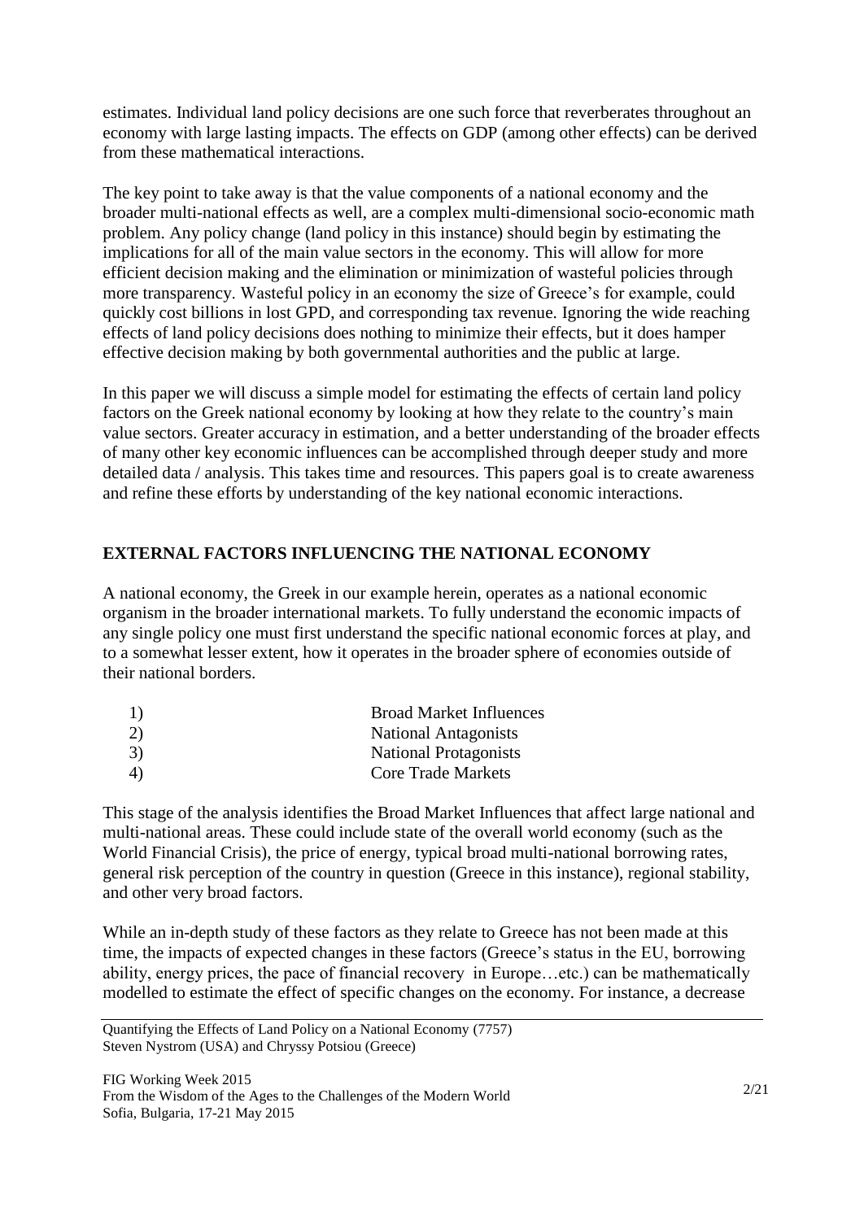estimates. Individual land policy decisions are one such force that reverberates throughout an economy with large lasting impacts. The effects on GDP (among other effects) can be derived from these mathematical interactions.

The key point to take away is that the value components of a national economy and the broader multi-national effects as well, are a complex multi-dimensional socio-economic math problem. Any policy change (land policy in this instance) should begin by estimating the implications for all of the main value sectors in the economy. This will allow for more efficient decision making and the elimination or minimization of wasteful policies through more transparency. Wasteful policy in an economy the size of Greece's for example, could quickly cost billions in lost GPD, and corresponding tax revenue. Ignoring the wide reaching effects of land policy decisions does nothing to minimize their effects, but it does hamper effective decision making by both governmental authorities and the public at large.

In this paper we will discuss a simple model for estimating the effects of certain land policy factors on the Greek national economy by looking at how they relate to the country's main value sectors. Greater accuracy in estimation, and a better understanding of the broader effects of many other key economic influences can be accomplished through deeper study and more detailed data / analysis. This takes time and resources. This papers goal is to create awareness and refine these efforts by understanding of the key national economic interactions.

## EXTERNAL FACTORS INFLUENCING THE NATIONAL ECONOMY

A national economy, the Greek in our example herein, operates as a national economic organism in the broader international markets. To fully understand the economic impacts of any single policy one must first understand the specific national economic forces at play, and to a somewhat lesser extent, how it operates in the broader sphere of economies outside of their national borders.

1) Broad Market Influences
2) National Antagonists
3) National Protagonists
4) Core Trade Markets

This stage of the analysis identifies the Broad Market Influences that affect large national and multi-national areas. These could include state of the overall world economy (such as the World Financial Crisis), the price of energy, typical broad multi-national borrowing rates, general risk perception of the country in question (Greece in this instance), regional stability, and other very broad factors.

While an in-depth study of these factors as they relate to Greece has not been made at this time, the impacts of expected changes in these factors (Greece's status in the EU, borrowing ability, energy prices, the pace of financial recovery in Europe…etc.) can be mathematically modelled to estimate the effect of specific changes on the economy. For instance, a decrease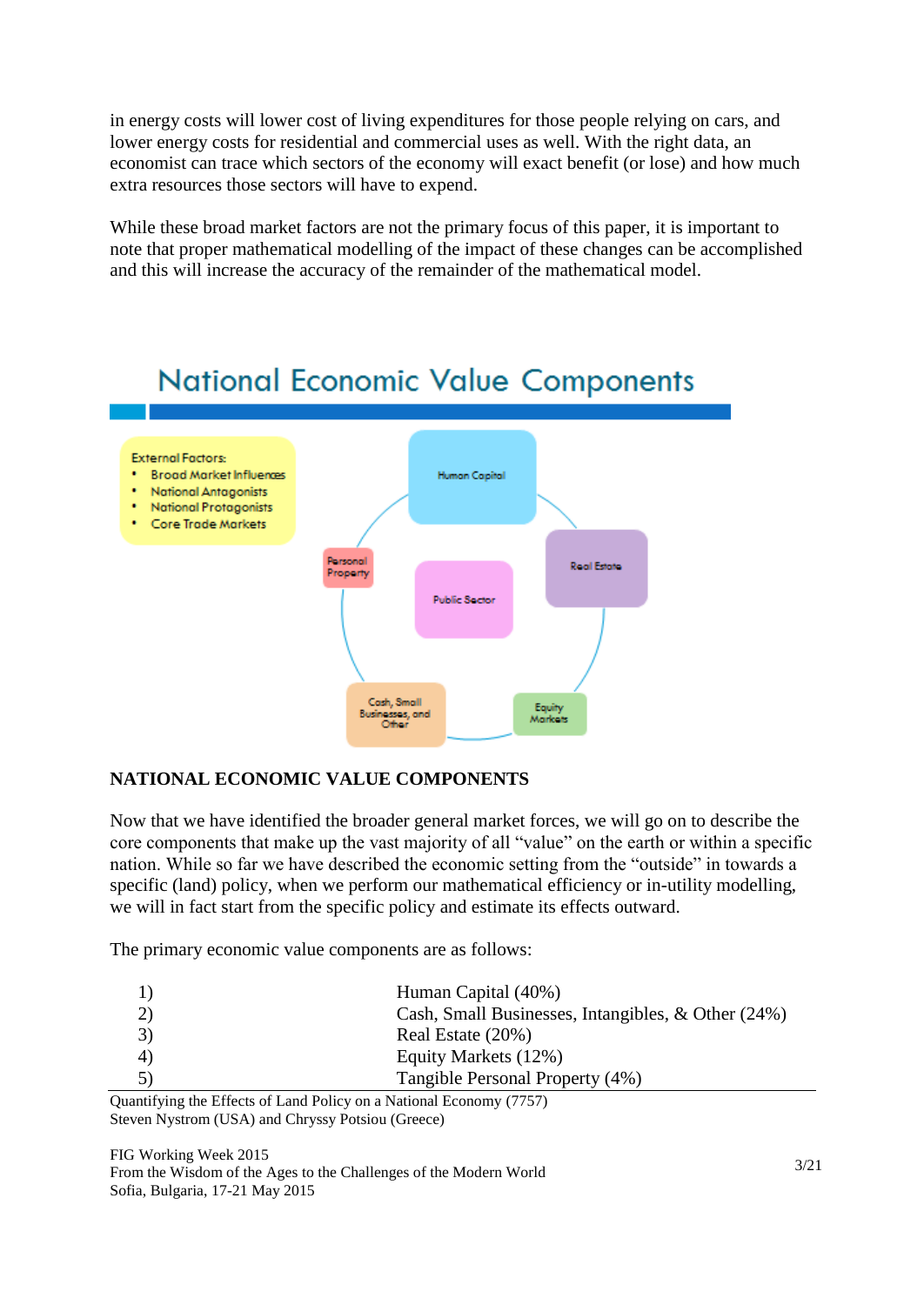in energy costs will lower cost of living expenditures for those people relying on cars, and lower energy costs for residential and commercial uses as well. With the right data, an economist can trace which sectors of the economy will exact benefit (or lose) and how much extra resources those sectors will have to expend.

While these broad market factors are not the primary focus of this paper, it is important to note that proper mathematical modelling of the impact of these changes can be accomplished and this will increase the accuracy of the remainder of the mathematical model.

National Economic Value Components

External Factors:
- Broad Market Influences
- National Antagonists
- National Protagonists
- Core Trade Markets

Human Capital

Real Estate

Equity Markets

Cash, Small Businesses, and Other

Personal Property

Public Sector

**NATIONAL ECONOMIC VALUE COMPONENTS**

Now that we have identified the broader general market forces, we will go on to describe the core components that make up the vast majority of all "value" on the earth or within a specific nation. While so far we have described the economic setting from the "outside" in towards a specific (land) policy, when we perform our mathematical efficiency or in-utility modelling, we will in fact start from the specific policy and estimate its effects outward.

The primary economic value components are as follows:

1) Human Capital (40%)
2) Cash, Small Businesses, Intangibles, & Other (24%)
3) Real Estate (20%)
4) Equity Markets (12%)
5) Tangible Personal Property (4%)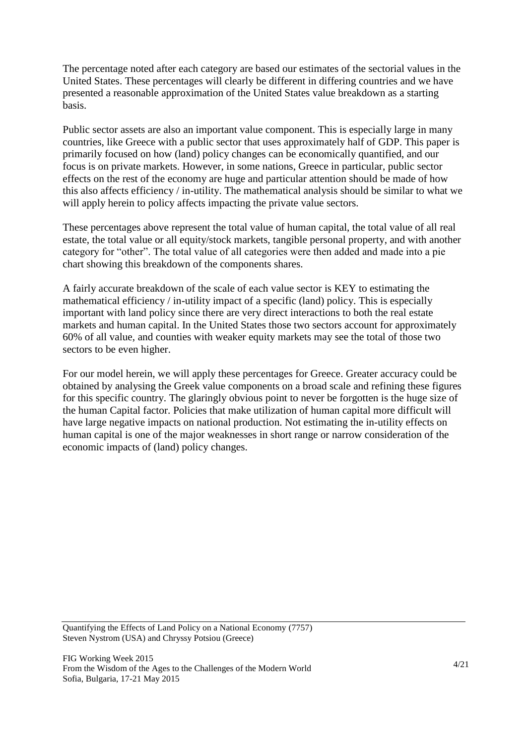The percentage noted after each category are based our estimates of the sectorial values in the United States. These percentages will clearly be different in differing countries and we have presented a reasonable approximation of the United States value breakdown as a starting basis.

Public sector assets are also an important value component. This is especially large in many countries, like Greece with a public sector that uses approximately half of GDP. This paper is primarily focused on how (land) policy changes can be economically quantified, and our focus is on private markets. However, in some nations, Greece in particular, public sector effects on the rest of the economy are huge and particular attention should be made of how this also affects efficiency / in-utility. The mathematical analysis should be similar to what we will apply herein to policy affects impacting the private value sectors.

These percentages above represent the total value of human capital, the total value of all real estate, the total value or all equity/stock markets, tangible personal property, and with another category for "other". The total value of all categories were then added and made into a pie chart showing this breakdown of the components shares.

A fairly accurate breakdown of the scale of each value sector is KEY to estimating the mathematical efficiency / in-utility impact of a specific (land) policy. This is especially important with land policy since there are very direct interactions to both the real estate markets and human capital. In the United States those two sectors account for approximately 60% of all value, and counties with weaker equity markets may see the total of those two sectors to be even higher.

For our model herein, we will apply these percentages for Greece. Greater accuracy could be obtained by analysing the Greek value components on a broad scale and refining these figures for this specific country. The glaringly obvious point to never be forgotten is the huge size of the human Capital factor. Policies that make utilization of human capital more difficult will have large negative impacts on national production. Not estimating the in-utility effects on human capital is one of the major weaknesses in short range or narrow consideration of the economic impacts of (land) policy changes.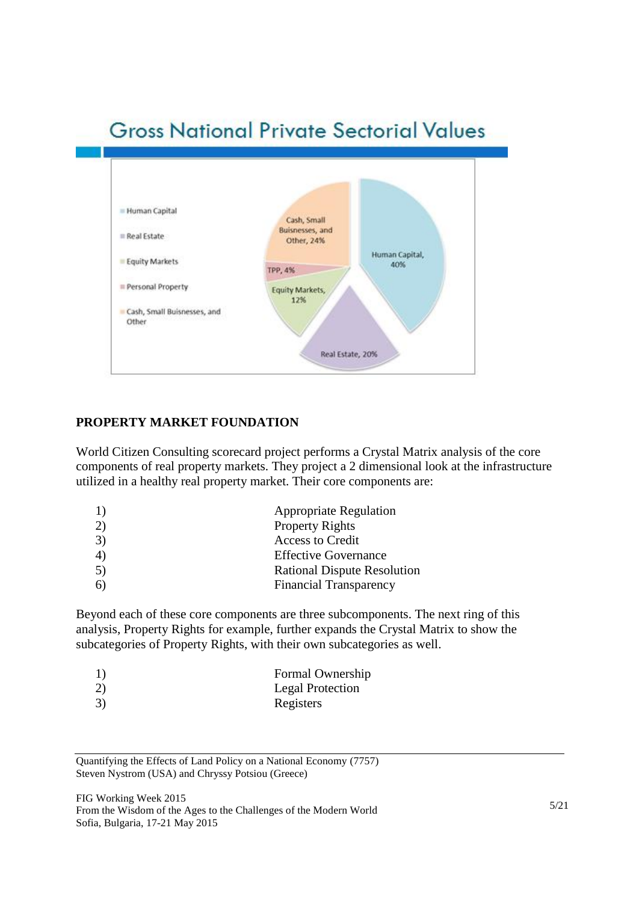## Gross National Private Sectorial Values

- Human Capital
- Real Estate
- Equity Markets
- Personal Property
- Cash, Small Buisnesses, and Other

Cash, Small Buisnesses, and Other, 24%

Human Capital, 40%

TPP, 4%

Equity Markets, 12%

Real Estate, 20%

**PROPERTY MARKET FOUNDATION**

World Citizen Consulting scorecard project performs a Crystal Matrix analysis of the core components of real property markets. They project a 2 dimensional look at the infrastructure utilized in a healthy real property market. Their core components are:

1) Appropriate Regulation
2) Property Rights
3) Access to Credit
4) Effective Governance
5) Rational Dispute Resolution
6) Financial Transparency

Beyond each of these core components are three subcomponents. The next ring of this analysis, Property Rights for example, further expands the Crystal Matrix to show the subcategories of Property Rights, with their own subcategories as well.

1) Formal Ownership
2) Legal Protection
3) Registers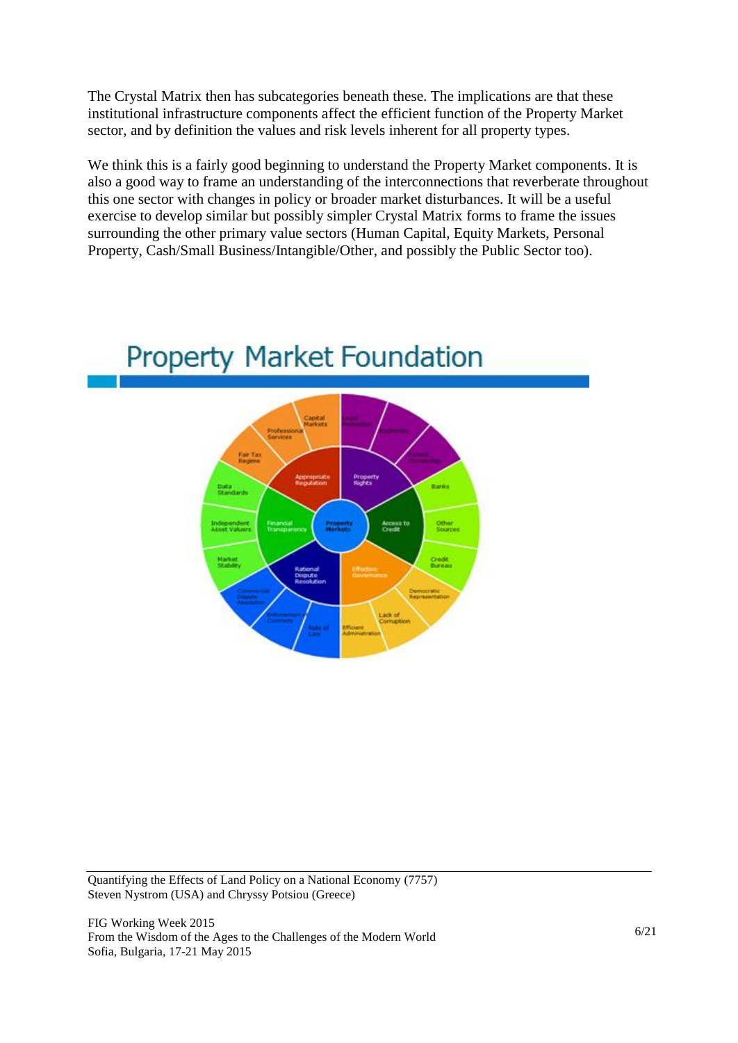The Crystal Matrix then has subcategories beneath these. The implications are that these institutional infrastructure components affect the efficient function of the Property Market sector, and by definition the values and risk levels inherent for all property types.

We think this is a fairly good beginning to understand the Property Market components. It is also a good way to frame an understanding of the interconnections that reverberate throughout this one sector with changes in policy or broader market disturbances. It will be a useful exercise to develop similar but possibly simpler Crystal Matrix forms to frame the issues surrounding the other primary value sectors (Human Capital, Equity Markets, Personal Property, Cash/Small Business/Intangible/Other, and possibly the Public Sector too).

## Property Market Foundation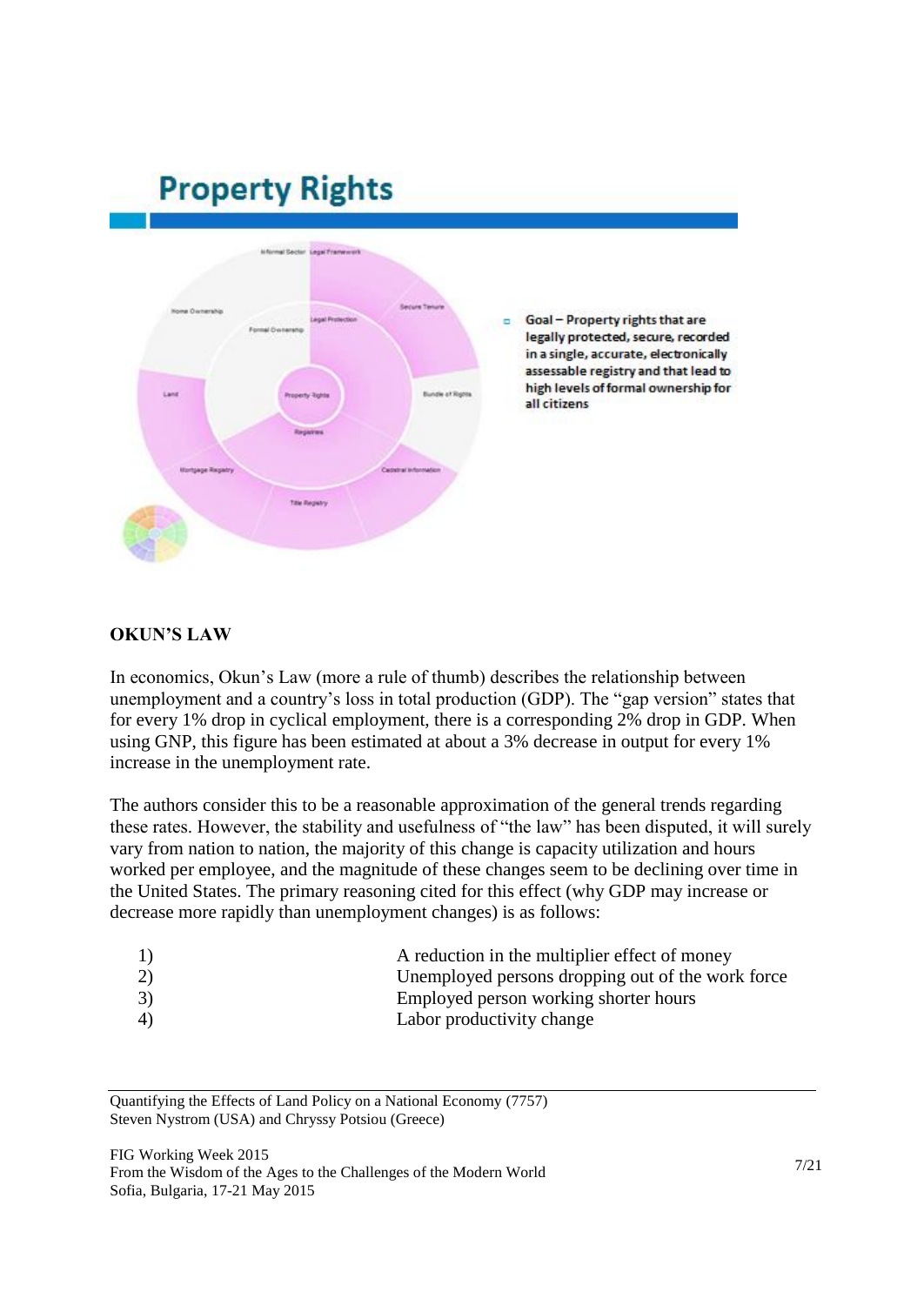## Property Rights

- Goal – Property rights that are legally protected, secure, recorded in a single, accurate, electronically assessable registry and that lead to high levels of formal ownership for all citizens

**OKUN'S LAW**

In economics, Okun's Law (more a rule of thumb) describes the relationship between unemployment and a country's loss in total production (GDP). The "gap version" states that for every 1% drop in cyclical employment, there is a corresponding 2% drop in GDP. When using GNP, this figure has been estimated at about a 3% decrease in output for every 1% increase in the unemployment rate.

The authors consider this to be a reasonable approximation of the general trends regarding these rates. However, the stability and usefulness of "the law" has been disputed, it will surely vary from nation to nation, the majority of this change is capacity utilization and hours worked per employee, and the magnitude of these changes seem to be declining over time in the United States. The primary reasoning cited for this effect (why GDP may increase or decrease more rapidly than unemployment changes) is as follows:

1) A reduction in the multiplier effect of money
2) Unemployed persons dropping out of the work force
3) Employed person working shorter hours
4) Labor productivity change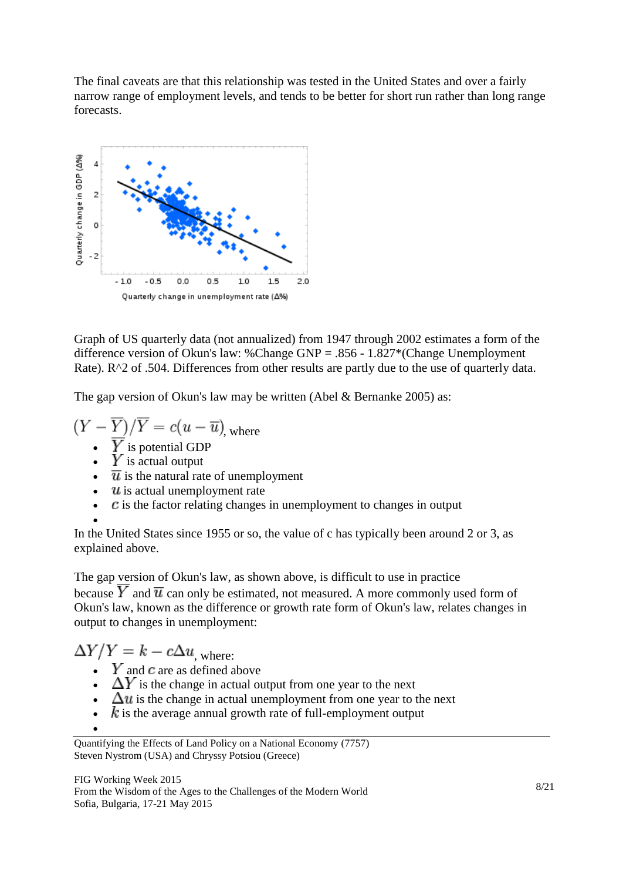The final caveats are that this relationship was tested in the United States and over a fairly narrow range of employment levels, and tends to be better for short run rather than long range forecasts.

Graph of US quarterly data (not annualized) from 1947 through 2002 estimates a form of the difference version of Okun's law: %Change GNP = .856 - 1.827*(Change Unemployment Rate). R^2 of .504. Differences from other results are partly due to the use of quarterly data.

The gap version of Okun's law may be written (Abel & Bernanke 2005) as:

$(Y - \overline{Y})/\overline{Y} = c(u - \overline{u})$, where

- $\overline{Y}$ is potential GDP
- $Y$ is actual output
- $\overline{u}$ is the natural rate of unemployment
- $u$ is actual unemployment rate
- $c$ is the factor relating changes in unemployment to changes in output

In the United States since 1955 or so, the value of c has typically been around 2 or 3, as explained above.

The gap version of Okun's law, as shown above, is difficult to use in practice because $\overline{Y}$ and $\overline{u}$ can only be estimated, not measured. A more commonly used form of Okun's law, known as the difference or growth rate form of Okun's law, relates changes in output to changes in unemployment:

$\Delta Y/Y = k - c\Delta u$, where:

- $Y$ and $c$ are as defined above
- $\Delta Y$ is the change in actual output from one year to the next
- $\Delta u$ is the change in actual unemployment from one year to the next
- $k$ is the average annual growth rate of full-employment output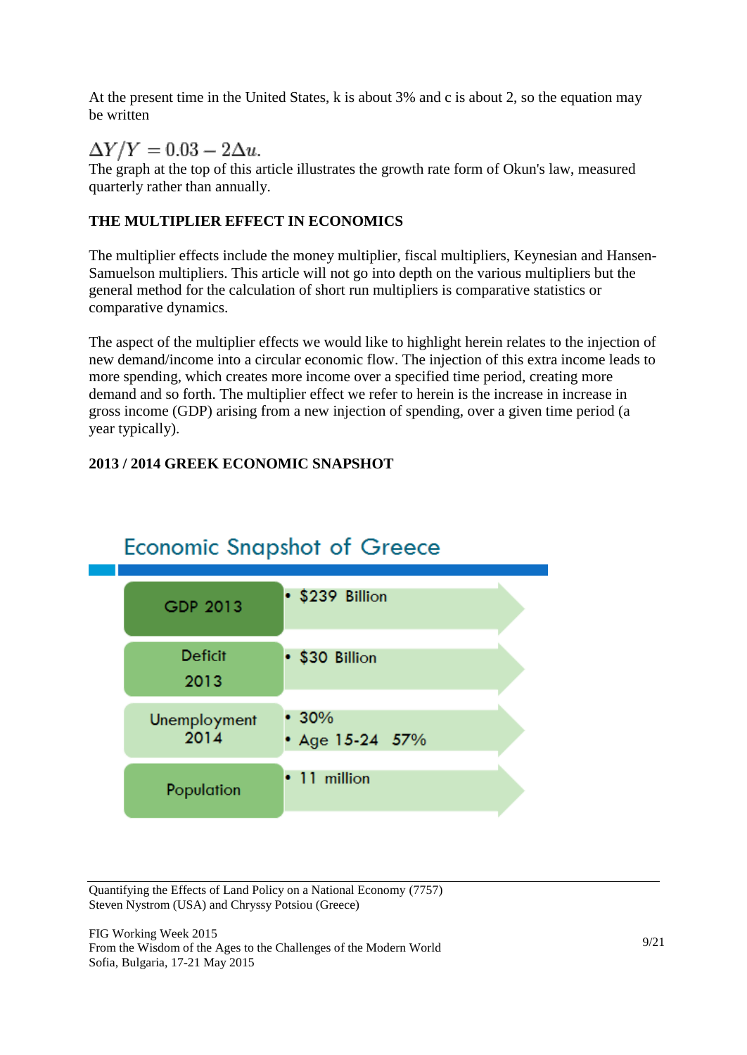At the present time in the United States, k is about 3% and c is about 2, so the equation may be written

$$\Delta Y/Y = 0.03 - 2\Delta u.$$

The graph at the top of this article illustrates the growth rate form of Okun's law, measured quarterly rather than annually.

**THE MULTIPLIER EFFECT IN ECONOMICS**

The multiplier effects include the money multiplier, fiscal multipliers, Keynesian and Hansen-Samuelson multipliers. This article will not go into depth on the various multipliers but the general method for the calculation of short run multipliers is comparative statistics or comparative dynamics.

The aspect of the multiplier effects we would like to highlight herein relates to the injection of new demand/income into a circular economic flow. The injection of this extra income leads to more spending, which creates more income over a specified time period, creating more demand and so forth. The multiplier effect we refer to herein is the increase in increase in gross income (GDP) arising from a new injection of spending, over a given time period (a year typically).

**2013 / 2014 GREEK ECONOMIC SNAPSHOT**

**Economic Snapshot of Greece**

| | |
|---|---|
| GDP 2013 | • $239 Billion |
| Deficit 2013 | • $30 Billion |
| Unemployment 2014 | • 30%<br>• Age 15-24 57% |
| Population | • 11 million |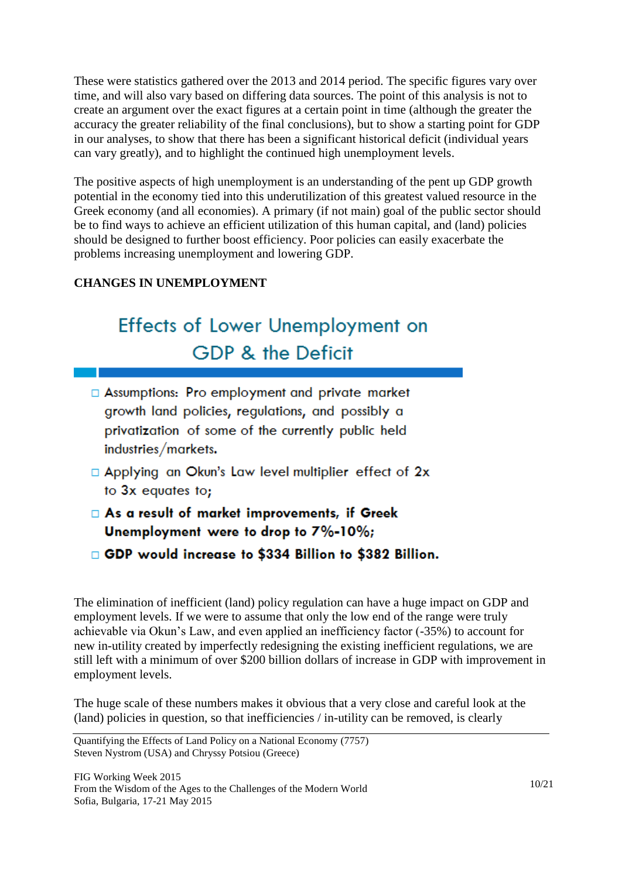These were statistics gathered over the 2013 and 2014 period. The specific figures vary over time, and will also vary based on differing data sources. The point of this analysis is not to create an argument over the exact figures at a certain point in time (although the greater the accuracy the greater reliability of the final conclusions), but to show a starting point for GDP in our analyses, to show that there has been a significant historical deficit (individual years can vary greatly), and to highlight the continued high unemployment levels.

The positive aspects of high unemployment is an understanding of the pent up GDP growth potential in the economy tied into this underutilization of this greatest valued resource in the Greek economy (and all economies). A primary (if not main) goal of the public sector should be to find ways to achieve an efficient utilization of this human capital, and (land) policies should be designed to further boost efficiency. Poor policies can easily exacerbate the problems increasing unemployment and lowering GDP.

**CHANGES IN UNEMPLOYMENT**

## Effects of Lower Unemployment on GDP & the Deficit

- Assumptions: Pro employment and private market growth land policies, regulations, and possibly a privatization of some of the currently public held industries/markets.
- Applying an Okun's Law level multiplier effect of 2x to 3x equates to;
- **As a result of market improvements, if Greek Unemployment were to drop to 7%-10%;**
- **GDP would increase to $334 Billion to $382 Billion.**

The elimination of inefficient (land) policy regulation can have a huge impact on GDP and employment levels. If we were to assume that only the low end of the range were truly achievable via Okun's Law, and even applied an inefficiency factor (-35%) to account for new in-utility created by imperfectly redesigning the existing inefficient regulations, we are still left with a minimum of over $200 billion dollars of increase in GDP with improvement in employment levels.

The huge scale of these numbers makes it obvious that a very close and careful look at the (land) policies in question, so that inefficiencies / in-utility can be removed, is clearly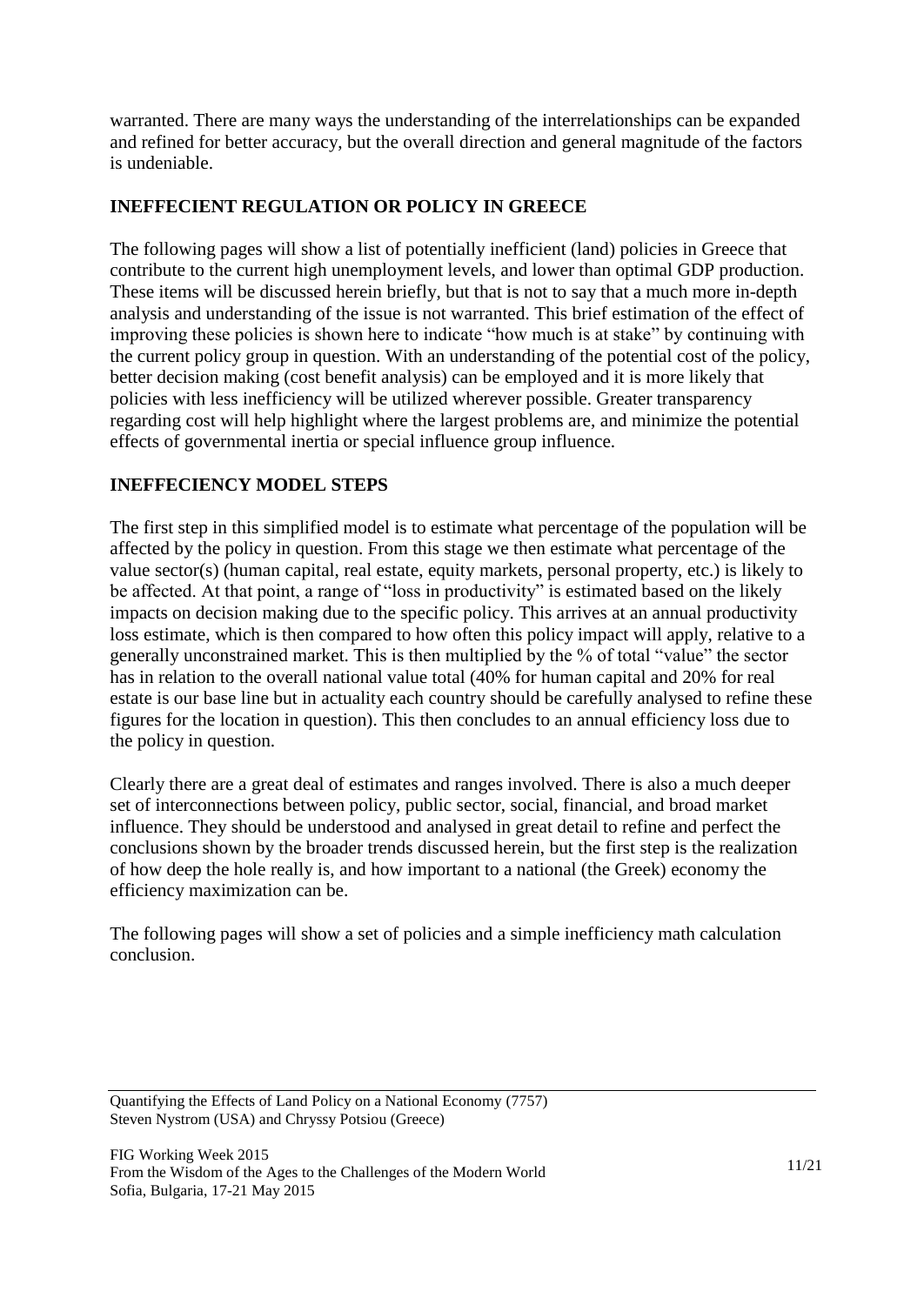warranted. There are many ways the understanding of the interrelationships can be expanded and refined for better accuracy, but the overall direction and general magnitude of the factors is undeniable.

## INEFFECIENT REGULATION OR POLICY IN GREECE

The following pages will show a list of potentially inefficient (land) policies in Greece that contribute to the current high unemployment levels, and lower than optimal GDP production. These items will be discussed herein briefly, but that is not to say that a much more in-depth analysis and understanding of the issue is not warranted. This brief estimation of the effect of improving these policies is shown here to indicate "how much is at stake" by continuing with the current policy group in question. With an understanding of the potential cost of the policy, better decision making (cost benefit analysis) can be employed and it is more likely that policies with less inefficiency will be utilized wherever possible. Greater transparency regarding cost will help highlight where the largest problems are, and minimize the potential effects of governmental inertia or special influence group influence.

## INEFFECIENCY MODEL STEPS

The first step in this simplified model is to estimate what percentage of the population will be affected by the policy in question. From this stage we then estimate what percentage of the value sector(s) (human capital, real estate, equity markets, personal property, etc.) is likely to be affected. At that point, a range of "loss in productivity" is estimated based on the likely impacts on decision making due to the specific policy. This arrives at an annual productivity loss estimate, which is then compared to how often this policy impact will apply, relative to a generally unconstrained market. This is then multiplied by the % of total "value" the sector has in relation to the overall national value total (40% for human capital and 20% for real estate is our base line but in actuality each country should be carefully analysed to refine these figures for the location in question). This then concludes to an annual efficiency loss due to the policy in question.

Clearly there are a great deal of estimates and ranges involved. There is also a much deeper set of interconnections between policy, public sector, social, financial, and broad market influence. They should be understood and analysed in great detail to refine and perfect the conclusions shown by the broader trends discussed herein, but the first step is the realization of how deep the hole really is, and how important to a national (the Greek) economy the efficiency maximization can be.

The following pages will show a set of policies and a simple inefficiency math calculation conclusion.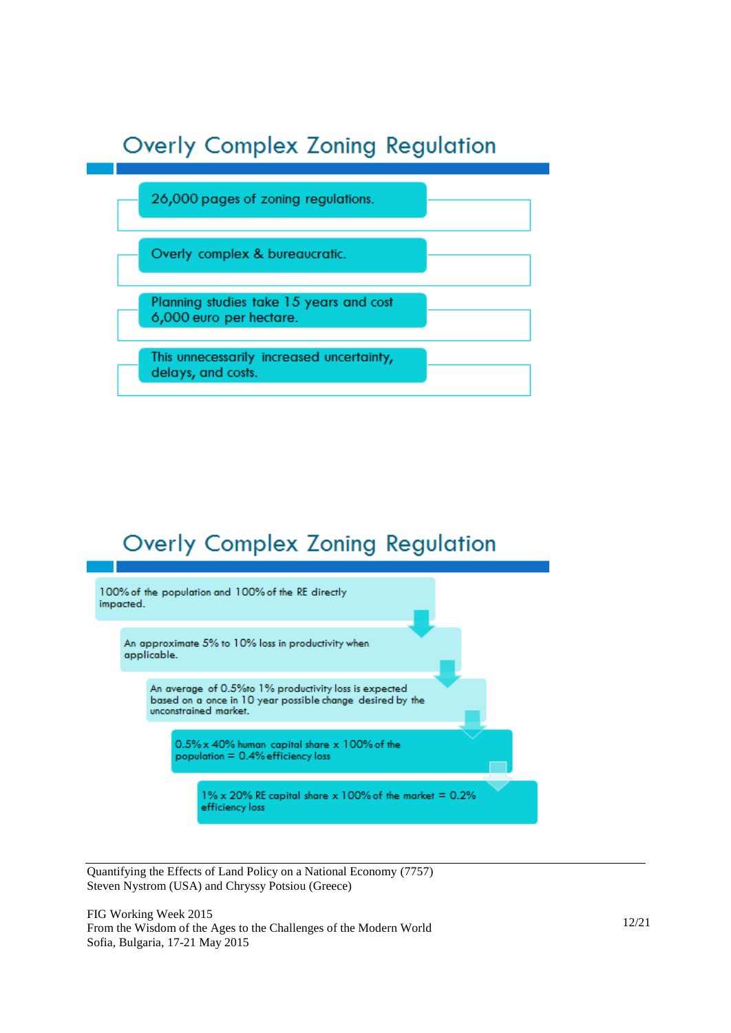## Overly Complex Zoning Regulation

- 26,000 pages of zoning regulations.
- Overly complex & bureaucratic.
- Planning studies take 15 years and cost 6,000 euro per hectare.
- This unnecessarily increased uncertainty, delays, and costs.

## Overly Complex Zoning Regulation

- 100% of the population and 100% of the RE directly impacted.
- An approximate 5% to 10% loss in productivity when applicable.
- An average of 0.5%to 1% productivity loss is expected based on a once in 10 year possible change desired by the unconstrained market.
- 0.5% x 40% human capital share x 100% of the population = 0.4% efficiency loss
- 1% x 20% RE capital share x 100% of the market = 0.2% efficiency loss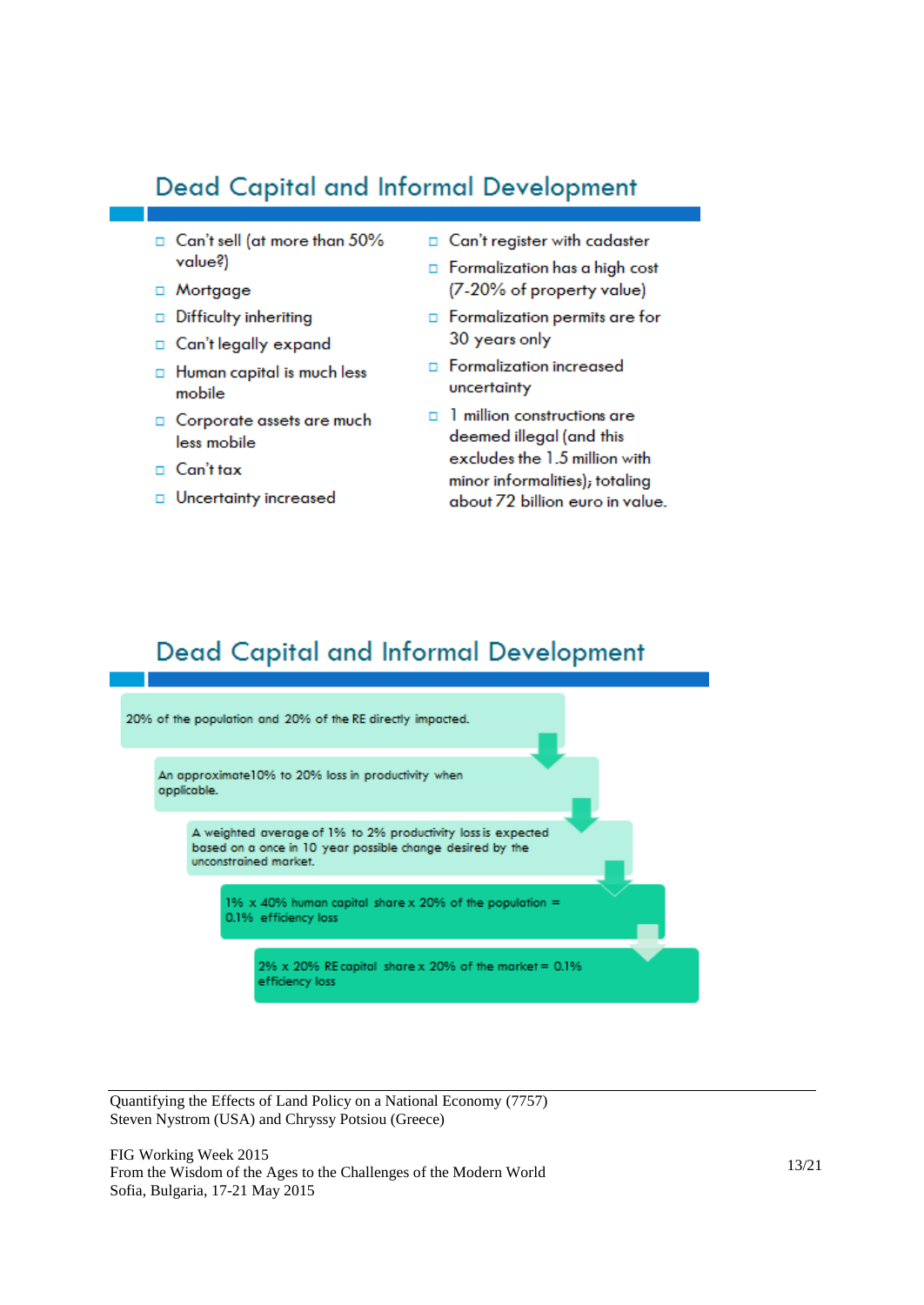## Dead Capital and Informal Development

- Can't sell (at more than 50% value?)
- Mortgage
- Difficulty inheriting
- Can't legally expand
- Human capital is much less mobile
- Corporate assets are much less mobile
- Can't tax
- Uncertainty increased

- Can't register with cadaster
- Formalization has a high cost (7-20% of property value)
- Formalization permits are for 30 years only
- Formalization increased uncertainty
- 1 million constructions are deemed illegal (and this excludes the 1.5 million with minor informalities); totaling about 72 billion euro in value.

## Dead Capital and Informal Development

20% of the population and 20% of the RE directly impacted.

An approximate10% to 20% loss in productivity when applicable.

A weighted average of 1% to 2% productivity loss is expected based on a once in 10 year possible change desired by the unconstrained market.

1% x 40% human capital share x 20% of the population = 0.1% efficiency loss

2% x 20% RE capital share x 20% of the market = 0.1% efficiency loss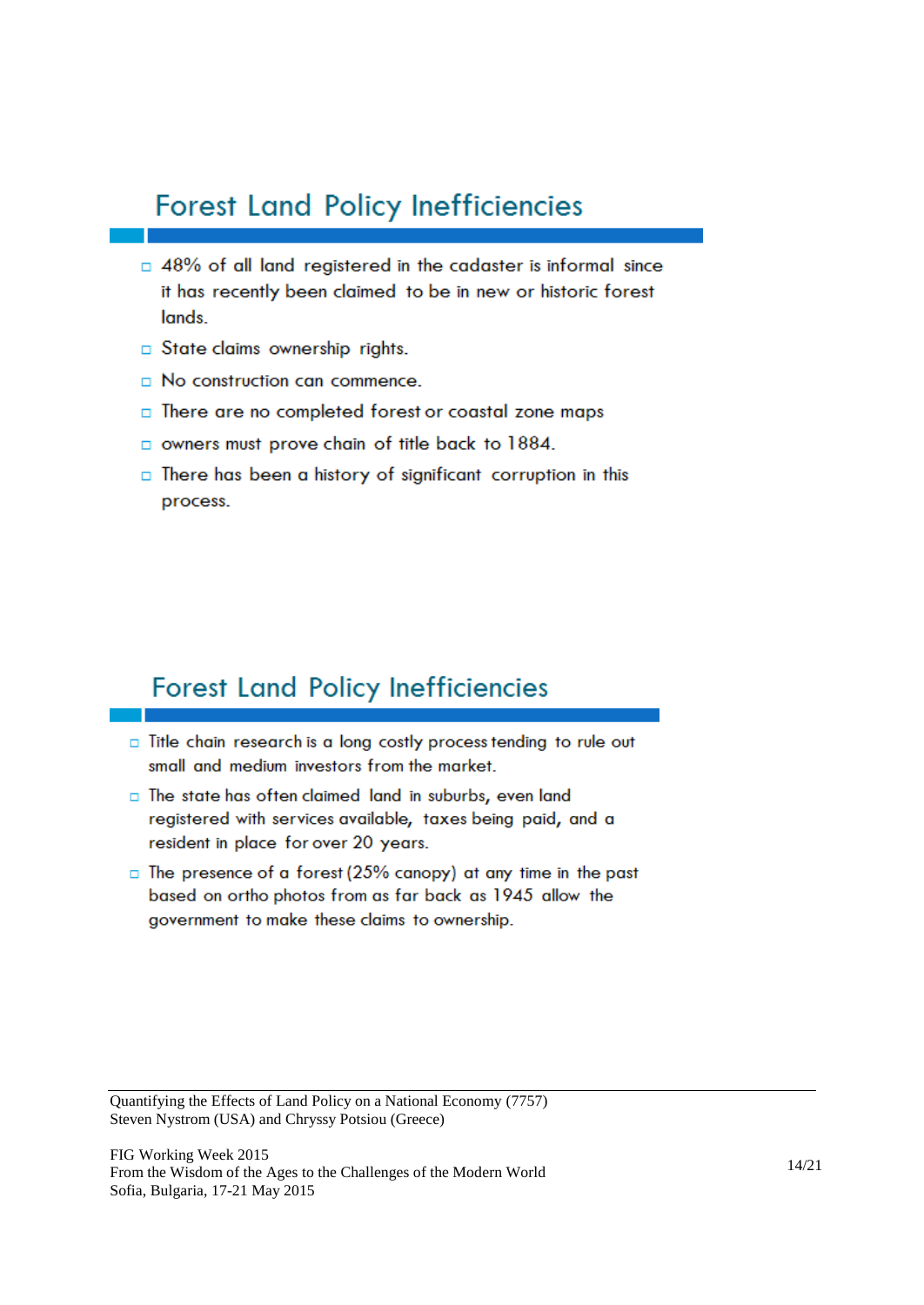## Forest Land Policy Inefficiencies

- 48% of all land registered in the cadaster is informal since it has recently been claimed to be in new or historic forest lands.
- State claims ownership rights.
- No construction can commence.
- There are no completed forest or coastal zone maps
- owners must prove chain of title back to 1884.
- There has been a history of significant corruption in this process.

## Forest Land Policy Inefficiencies

- Title chain research is a long costly process tending to rule out small and medium investors from the market.
- The state has often claimed land in suburbs, even land registered with services available, taxes being paid, and a resident in place for over 20 years.
- The presence of a forest (25% canopy) at any time in the past based on ortho photos from as far back as 1945 allow the government to make these claims to ownership.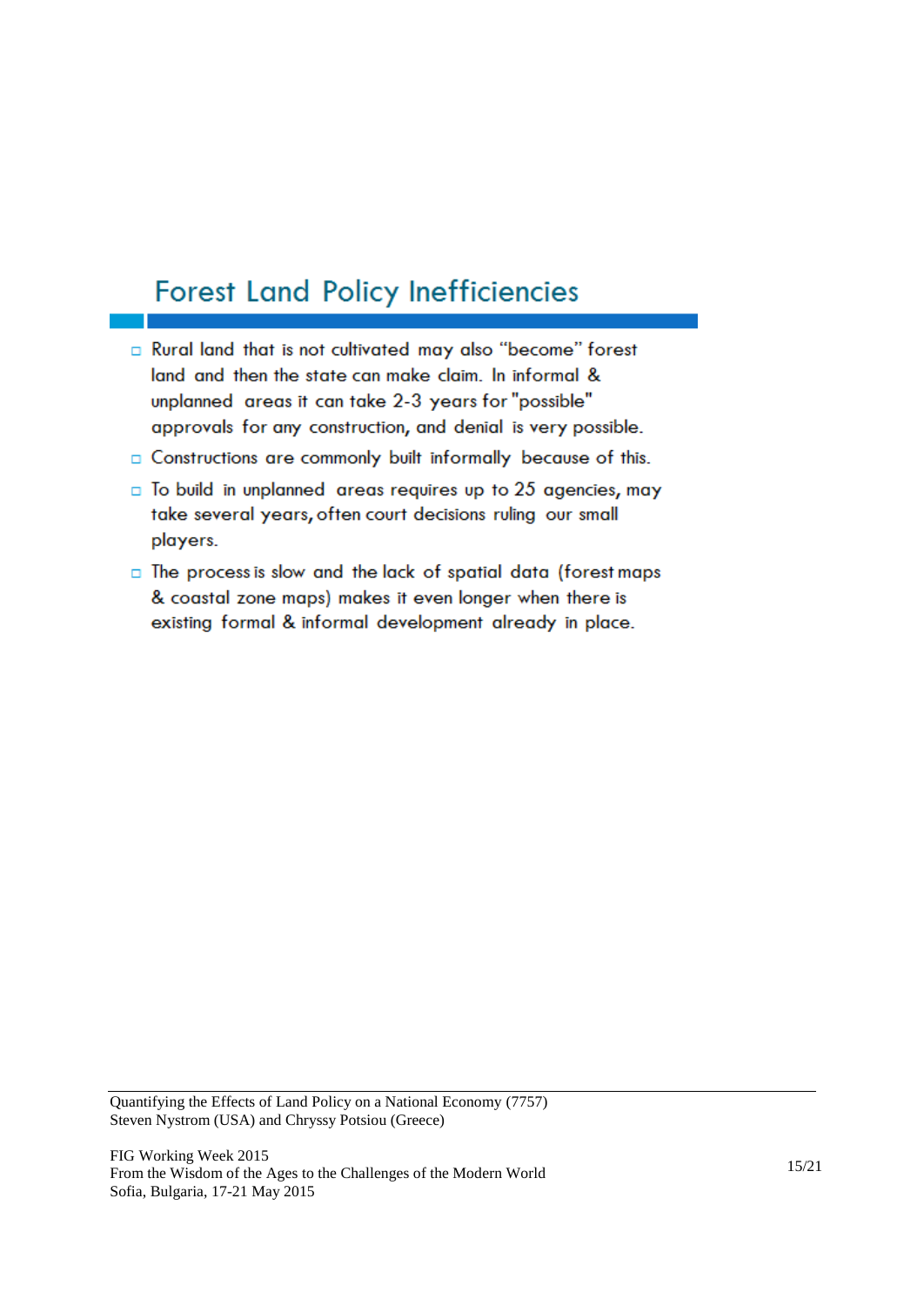## Forest Land Policy Inefficiencies

- Rural land that is not cultivated may also "become" forest land and then the state can make claim. In informal & unplanned areas it can take 2-3 years for "possible" approvals for any construction, and denial is very possible.
- Constructions are commonly built informally because of this.
- To build in unplanned areas requires up to 25 agencies, may take several years, often court decisions ruling our small players.
- The process is slow and the lack of spatial data (forest maps & coastal zone maps) makes it even longer when there is existing formal & informal development already in place.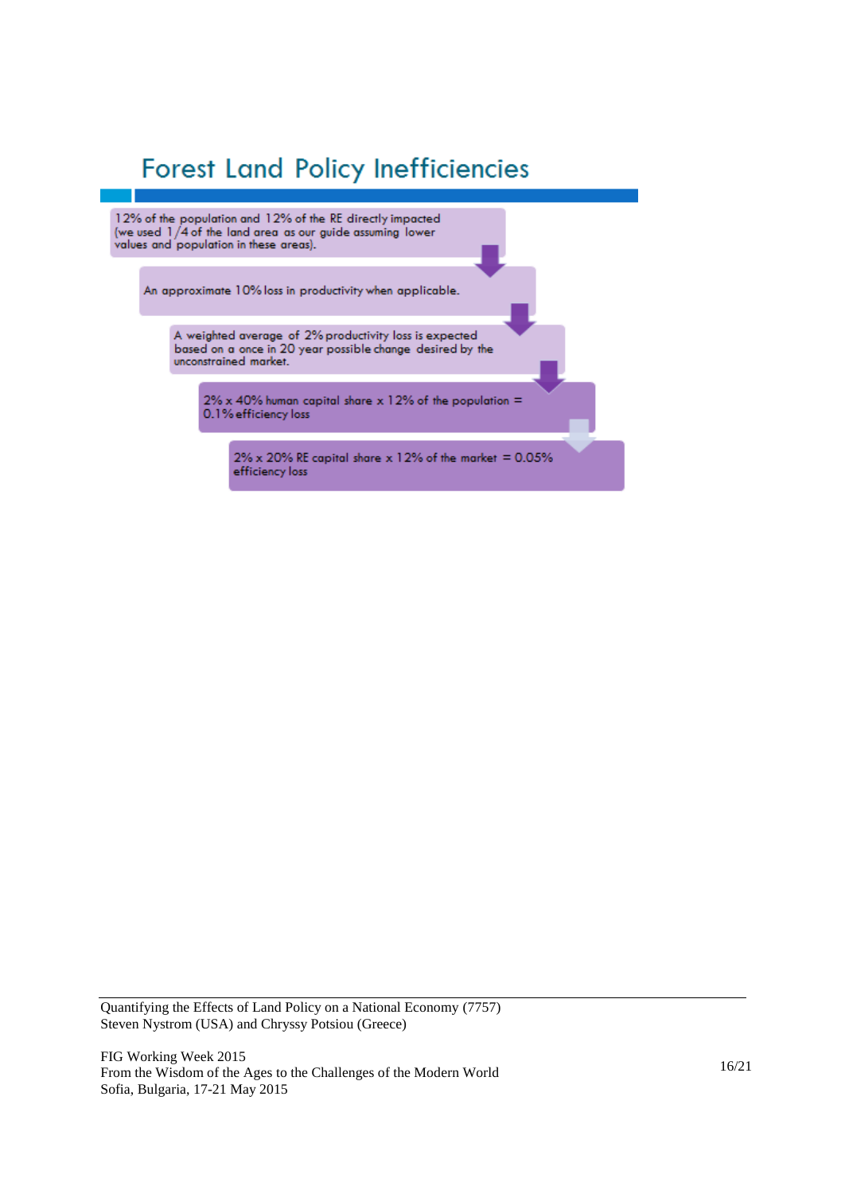# Forest Land Policy Inefficiencies

- 12% of the population and 12% of the RE directly impacted (we used 1/4 of the land area as our guide assuming lower values and population in these areas).
- An approximate 10% loss in productivity when applicable.
- A weighted average of 2% productivity loss is expected based on a once in 20 year possible change desired by the unconstrained market.
- 2% x 40% human capital share x 12% of the population = 0.1% efficiency loss
- 2% x 20% RE capital share x 12% of the market = 0.05% efficiency loss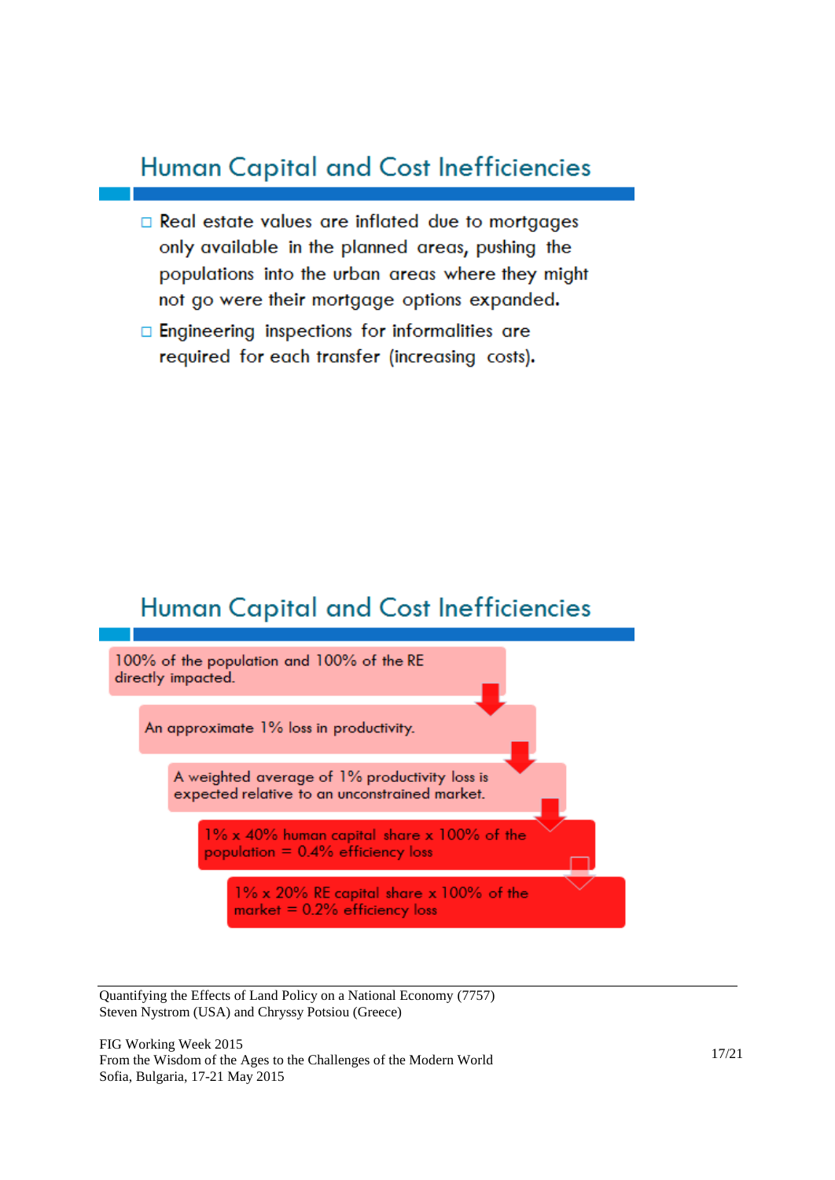## Human Capital and Cost Inefficiencies

- Real estate values are inflated due to mortgages only available in the planned areas, pushing the populations into the urban areas where they might not go were their mortgage options expanded.
- Engineering inspections for informalities are required for each transfer (increasing costs).

## Human Capital and Cost Inefficiencies

100% of the population and 100% of the RE directly impacted.

An approximate 1% loss in productivity.

A weighted average of 1% productivity loss is expected relative to an unconstrained market.

1% x 40% human capital share x 100% of the population = 0.4% efficiency loss

1% x 20% RE capital share x 100% of the market = 0.2% efficiency loss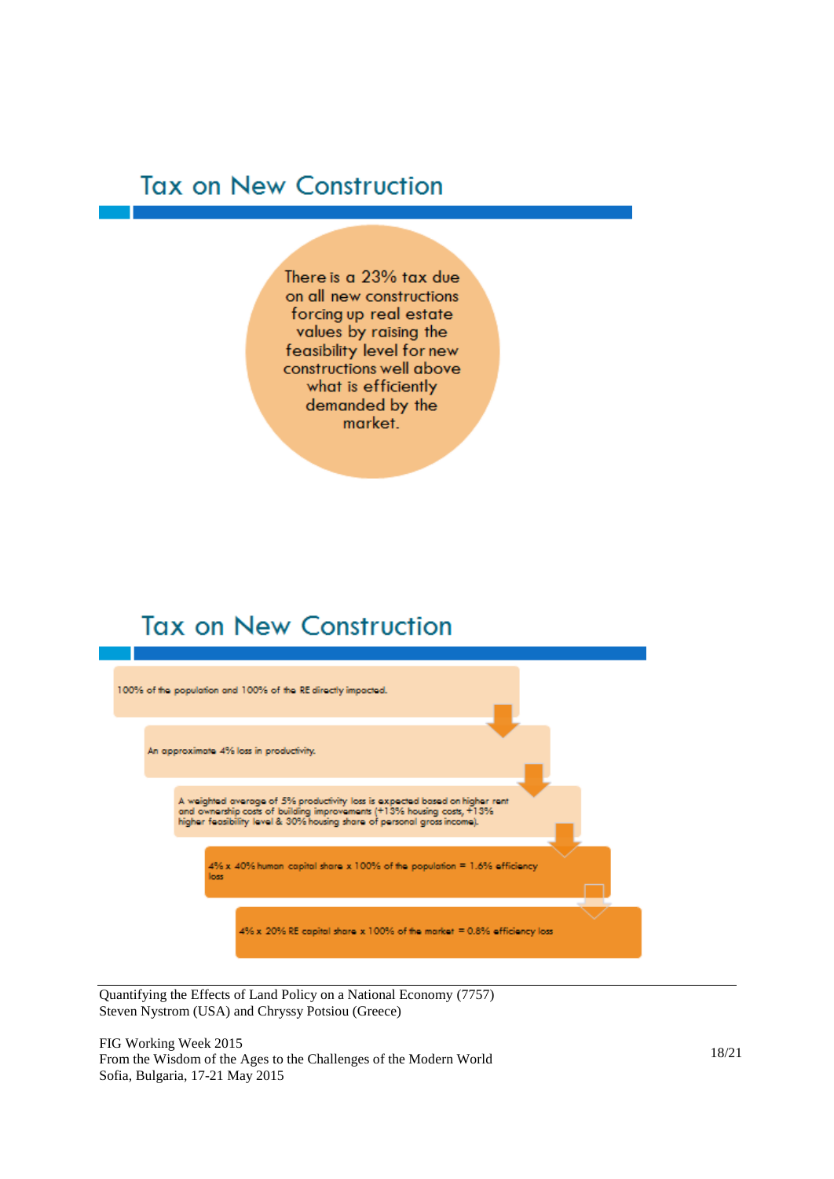## Tax on New Construction

There is a 23% tax due on all new constructions forcing up real estate values by raising the feasibility level for new constructions well above what is efficiently demanded by the market.

## Tax on New Construction

- 100% of the population and 100% of the RE directly impacted.
- An approximate 4% loss in productivity.
- A weighted average of 5% productivity loss is expected based on higher rent and ownership costs of building improvements (+13% housing costs, +13% higher feasibility level & 30% housing share of personal gross income).
- 4% x 40% human capital share x 100% of the population = 1.6% efficiency loss
- 4% x 20% RE capital share x 100% of the market = 0.8% efficiency loss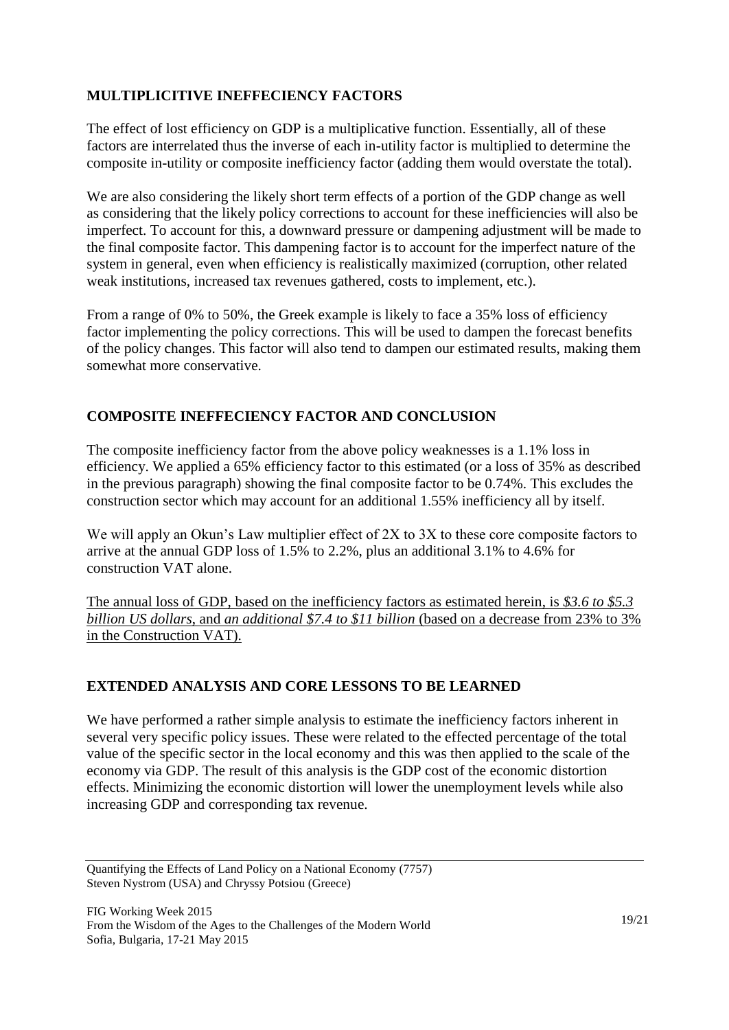## MULTIPLICITIVE INEFFECIENCY FACTORS

The effect of lost efficiency on GDP is a multiplicative function. Essentially, all of these factors are interrelated thus the inverse of each in-utility factor is multiplied to determine the composite in-utility or composite inefficiency factor (adding them would overstate the total).

We are also considering the likely short term effects of a portion of the GDP change as well as considering that the likely policy corrections to account for these inefficiencies will also be imperfect. To account for this, a downward pressure or dampening adjustment will be made to the final composite factor. This dampening factor is to account for the imperfect nature of the system in general, even when efficiency is realistically maximized (corruption, other related weak institutions, increased tax revenues gathered, costs to implement, etc.).

From a range of 0% to 50%, the Greek example is likely to face a 35% loss of efficiency factor implementing the policy corrections. This will be used to dampen the forecast benefits of the policy changes. This factor will also tend to dampen our estimated results, making them somewhat more conservative.

## COMPOSITE INEFFECIENCY FACTOR AND CONCLUSION

The composite inefficiency factor from the above policy weaknesses is a 1.1% loss in efficiency. We applied a 65% efficiency factor to this estimated (or a loss of 35% as described in the previous paragraph) showing the final composite factor to be 0.74%. This excludes the construction sector which may account for an additional 1.55% inefficiency all by itself.

We will apply an Okun's Law multiplier effect of 2X to 3X to these core composite factors to arrive at the annual GDP loss of 1.5% to 2.2%, plus an additional 3.1% to 4.6% for construction VAT alone.

<u>The annual loss of GDP, based on the inefficiency factors as estimated herein, is *$3.6 to $5.3 billion US dollars*, and *an additional $7.4 to $11 billion* (based on a decrease from 23% to 3% in the Construction VAT).</u>

## EXTENDED ANALYSIS AND CORE LESSONS TO BE LEARNED

We have performed a rather simple analysis to estimate the inefficiency factors inherent in several very specific policy issues. These were related to the effected percentage of the total value of the specific sector in the local economy and this was then applied to the scale of the economy via GDP. The result of this analysis is the GDP cost of the economic distortion effects. Minimizing the economic distortion will lower the unemployment levels while also increasing GDP and corresponding tax revenue.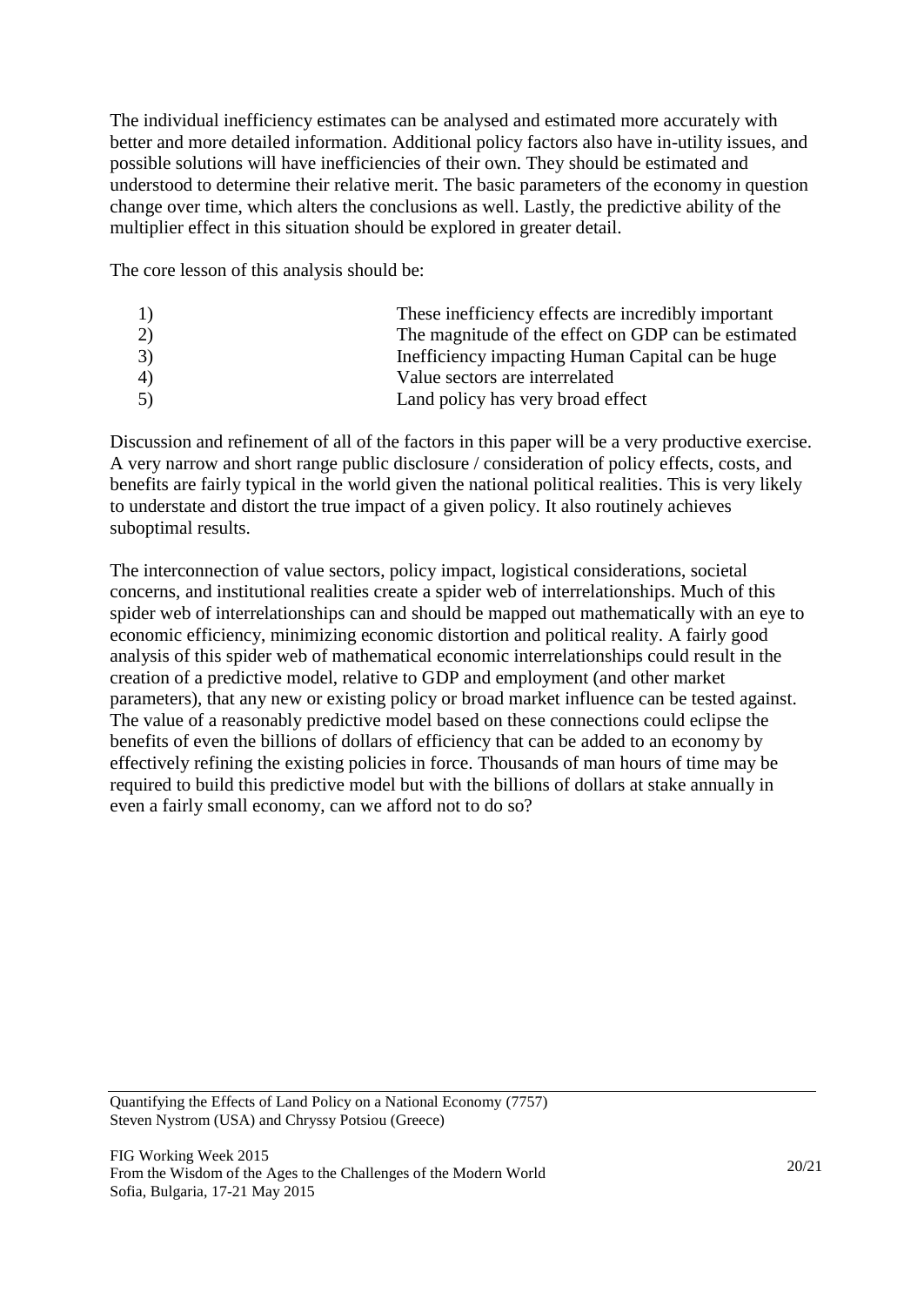The individual inefficiency estimates can be analysed and estimated more accurately with better and more detailed information. Additional policy factors also have in-utility issues, and possible solutions will have inefficiencies of their own. They should be estimated and understood to determine their relative merit. The basic parameters of the economy in question change over time, which alters the conclusions as well. Lastly, the predictive ability of the multiplier effect in this situation should be explored in greater detail.

The core lesson of this analysis should be:

1) These inefficiency effects are incredibly important
2) The magnitude of the effect on GDP can be estimated
3) Inefficiency impacting Human Capital can be huge
4) Value sectors are interrelated
5) Land policy has very broad effect

Discussion and refinement of all of the factors in this paper will be a very productive exercise. A very narrow and short range public disclosure / consideration of policy effects, costs, and benefits are fairly typical in the world given the national political realities. This is very likely to understate and distort the true impact of a given policy. It also routinely achieves suboptimal results.

The interconnection of value sectors, policy impact, logistical considerations, societal concerns, and institutional realities create a spider web of interrelationships. Much of this spider web of interrelationships can and should be mapped out mathematically with an eye to economic efficiency, minimizing economic distortion and political reality. A fairly good analysis of this spider web of mathematical economic interrelationships could result in the creation of a predictive model, relative to GDP and employment (and other market parameters), that any new or existing policy or broad market influence can be tested against. The value of a reasonably predictive model based on these connections could eclipse the benefits of even the billions of dollars of efficiency that can be added to an economy by effectively refining the existing policies in force. Thousands of man hours of time may be required to build this predictive model but with the billions of dollars at stake annually in even a fairly small economy, can we afford not to do so?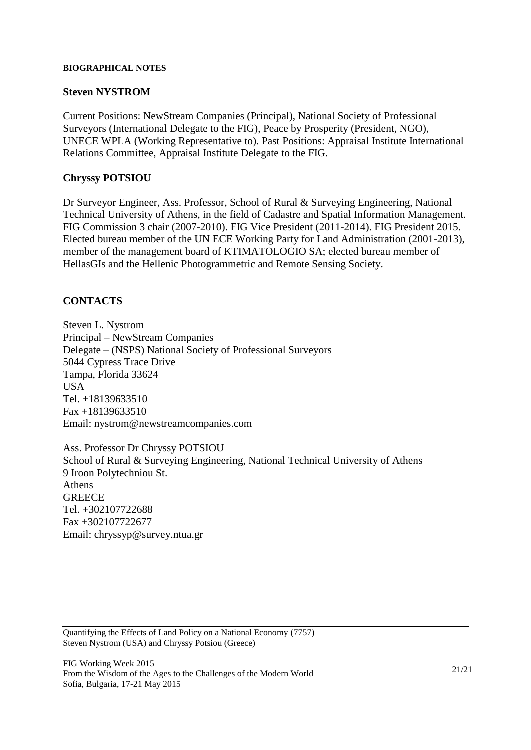## BIOGRAPHICAL NOTES

### Steven NYSTROM

Current Positions: NewStream Companies (Principal), National Society of Professional Surveyors (International Delegate to the FIG), Peace by Prosperity (President, NGO), UNECE WPLA (Working Representative to). Past Positions: Appraisal Institute International Relations Committee, Appraisal Institute Delegate to the FIG.

### Chryssy POTSIOU

Dr Surveyor Engineer, Ass. Professor, School of Rural & Surveying Engineering, National Technical University of Athens, in the field of Cadastre and Spatial Information Management. FIG Commission 3 chair (2007-2010). FIG Vice President (2011-2014). FIG President 2015. Elected bureau member of the UN ECE Working Party for Land Administration (2001-2013), member of the management board of KTIMATOLOGIO SA; elected bureau member of HellasGIs and the Hellenic Photogrammetric and Remote Sensing Society.

## CONTACTS

Steven L. Nystrom
Principal – NewStream Companies
Delegate – (NSPS) National Society of Professional Surveyors
5044 Cypress Trace Drive
Tampa, Florida 33624
USA
Tel. +18139633510
Fax +18139633510
Email: nystrom@newstreamcompanies.com

Ass. Professor Dr Chryssy POTSIOU
School of Rural & Surveying Engineering, National Technical University of Athens
9 Iroon Polytechniou St.
Athens
GREECE
Tel. +302107722688
Fax +302107722677
Email: chryssyp@survey.ntua.gr